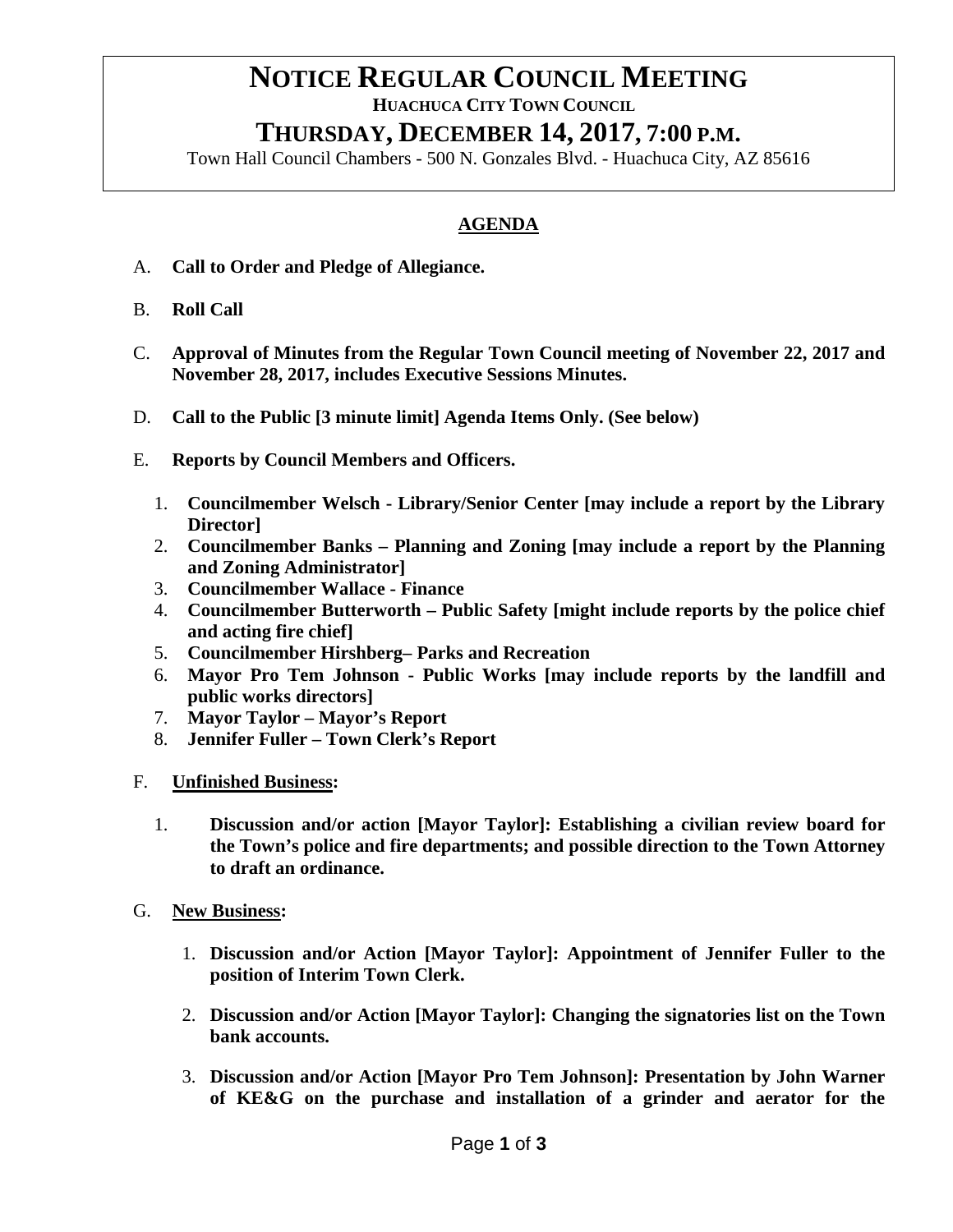# NOTICE REGULAR COUNCIL MEETING

**HUACHUCA CITY TOWN COUNCIL**

## THURSDAY, DECEMBER 14, 2017, 7:00 P.M.

Town Hall Council Chambers - 500 N. Gonzales Blvd. - Huachuca City, AZ 85616

## AGENDA

A. **Call to Order and Pledge of Allegiance.**

B. **Roll Call**

C. **Approval of Minutes from the Regular Town Council meeting of November 22, 2017 and November 28, 2017, includes Executive Sessions Minutes.**

D. **Call to the Public [3 minute limit] Agenda Items Only. (See below)**

E. **Reports by Council Members and Officers.**

1. **Councilmember Welsch - Library/Senior Center [may include a report by the Library Director]**
2. **Councilmember Banks – Planning and Zoning [may include a report by the Planning and Zoning Administrator]**
3. **Councilmember Wallace - Finance**
4. **Councilmember Butterworth – Public Safety [might include reports by the police chief and acting fire chief]**
5. **Councilmember Hirshberg– Parks and Recreation**
6. **Mayor Pro Tem Johnson - Public Works [may include reports by the landfill and public works directors]**
7. **Mayor Taylor – Mayor's Report**
8. **Jennifer Fuller – Town Clerk's Report**

F. **Unfinished Business:**

1. **Discussion and/or action [Mayor Taylor]: Establishing a civilian review board for the Town's police and fire departments; and possible direction to the Town Attorney to draft an ordinance.**

G. **New Business:**

1. **Discussion and/or Action [Mayor Taylor]: Appointment of Jennifer Fuller to the position of Interim Town Clerk.**

2. **Discussion and/or Action [Mayor Taylor]: Changing the signatories list on the Town bank accounts.**

3. **Discussion and/or Action [Mayor Pro Tem Johnson]: Presentation by John Warner of KE&G on the purchase and installation of a grinder and aerator for the**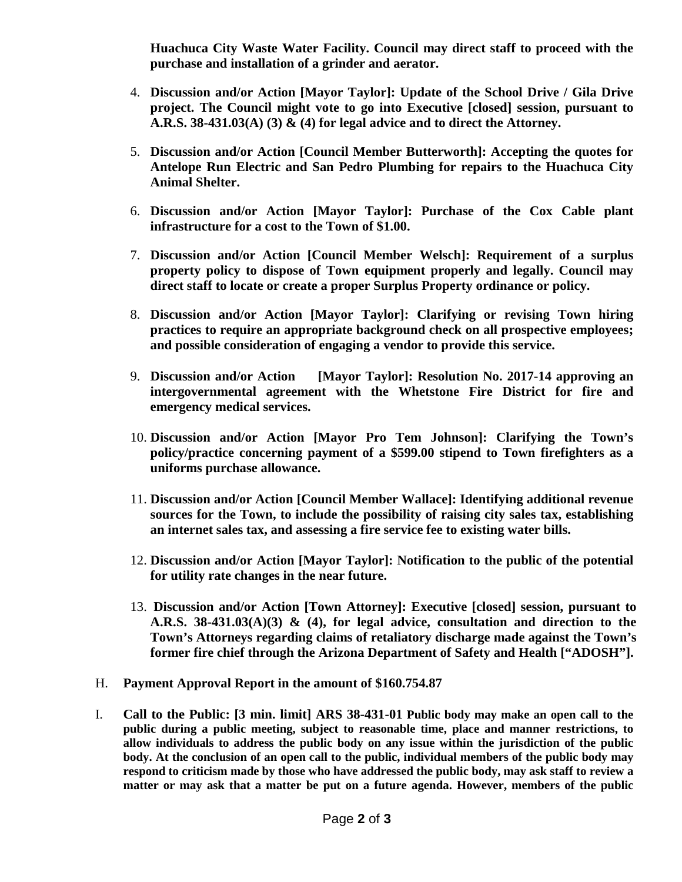**Huachuca City Waste Water Facility. Council may direct staff to proceed with the purchase and installation of a grinder and aerator.**

4. **Discussion and/or Action [Mayor Taylor]: Update of the School Drive / Gila Drive project. The Council might vote to go into Executive [closed] session, pursuant to A.R.S. 38-431.03(A) (3) & (4) for legal advice and to direct the Attorney.**

5. **Discussion and/or Action [Council Member Butterworth]: Accepting the quotes for Antelope Run Electric and San Pedro Plumbing for repairs to the Huachuca City Animal Shelter.**

6. **Discussion and/or Action [Mayor Taylor]: Purchase of the Cox Cable plant infrastructure for a cost to the Town of $1.00.**

7. **Discussion and/or Action [Council Member Welsch]: Requirement of a surplus property policy to dispose of Town equipment properly and legally. Council may direct staff to locate or create a proper Surplus Property ordinance or policy.**

8. **Discussion and/or Action [Mayor Taylor]: Clarifying or revising Town hiring practices to require an appropriate background check on all prospective employees; and possible consideration of engaging a vendor to provide this service.**

9. **Discussion and/or Action [Mayor Taylor]: Resolution No. 2017-14 approving an intergovernmental agreement with the Whetstone Fire District for fire and emergency medical services.**

10. **Discussion and/or Action [Mayor Pro Tem Johnson]: Clarifying the Town's policy/practice concerning payment of a $599.00 stipend to Town firefighters as a uniforms purchase allowance.**

11. **Discussion and/or Action [Council Member Wallace]: Identifying additional revenue sources for the Town, to include the possibility of raising city sales tax, establishing an internet sales tax, and assessing a fire service fee to existing water bills.**

12. **Discussion and/or Action [Mayor Taylor]: Notification to the public of the potential for utility rate changes in the near future.**

13. **Discussion and/or Action [Town Attorney]: Executive [closed] session, pursuant to A.R.S. 38-431.03(A)(3) & (4), for legal advice, consultation and direction to the Town's Attorneys regarding claims of retaliatory discharge made against the Town's former fire chief through the Arizona Department of Safety and Health ["ADOSH"].**

H. **Payment Approval Report in the amount of $160.754.87**

I. **Call to the Public: [3 min. limit] ARS 38-431-01 Public body may make an open call to the public during a public meeting, subject to reasonable time, place and manner restrictions, to allow individuals to address the public body on any issue within the jurisdiction of the public body. At the conclusion of an open call to the public, individual members of the public body may respond to criticism made by those who have addressed the public body, may ask staff to review a matter or may ask that a matter be put on a future agenda. However, members of the public**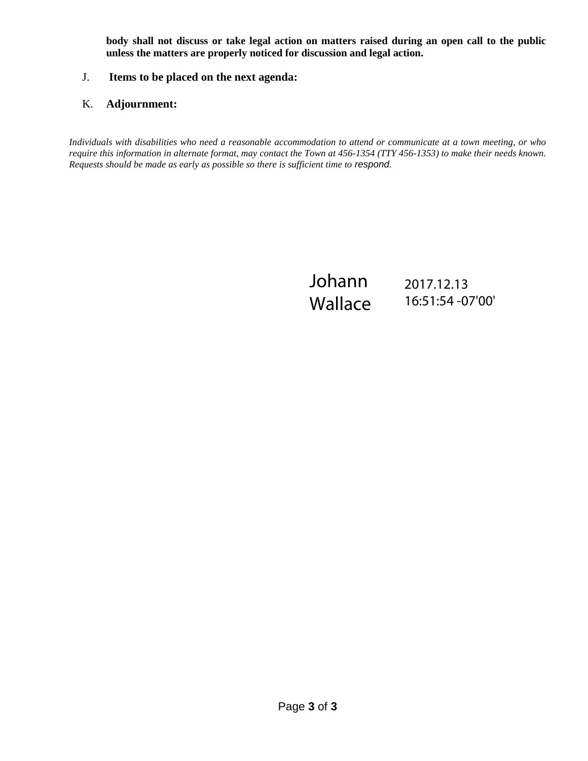**body shall not discuss or take legal action on matters raised during an open call to the public unless the matters are properly noticed for discussion and legal action.**

J. **Items to be placed on the next agenda:**

K. **Adjournment:**

*Individuals with disabilities who need a reasonable accommodation to attend or communicate at a town meeting, or who require this information in alternate format, may contact the Town at 456-1354 (TTY 456-1353) to make their needs known. Requests should be made as early as possible so there is sufficient time to respond.*

Johann Wallace 2017.12.13 16:51:54 -07'00'